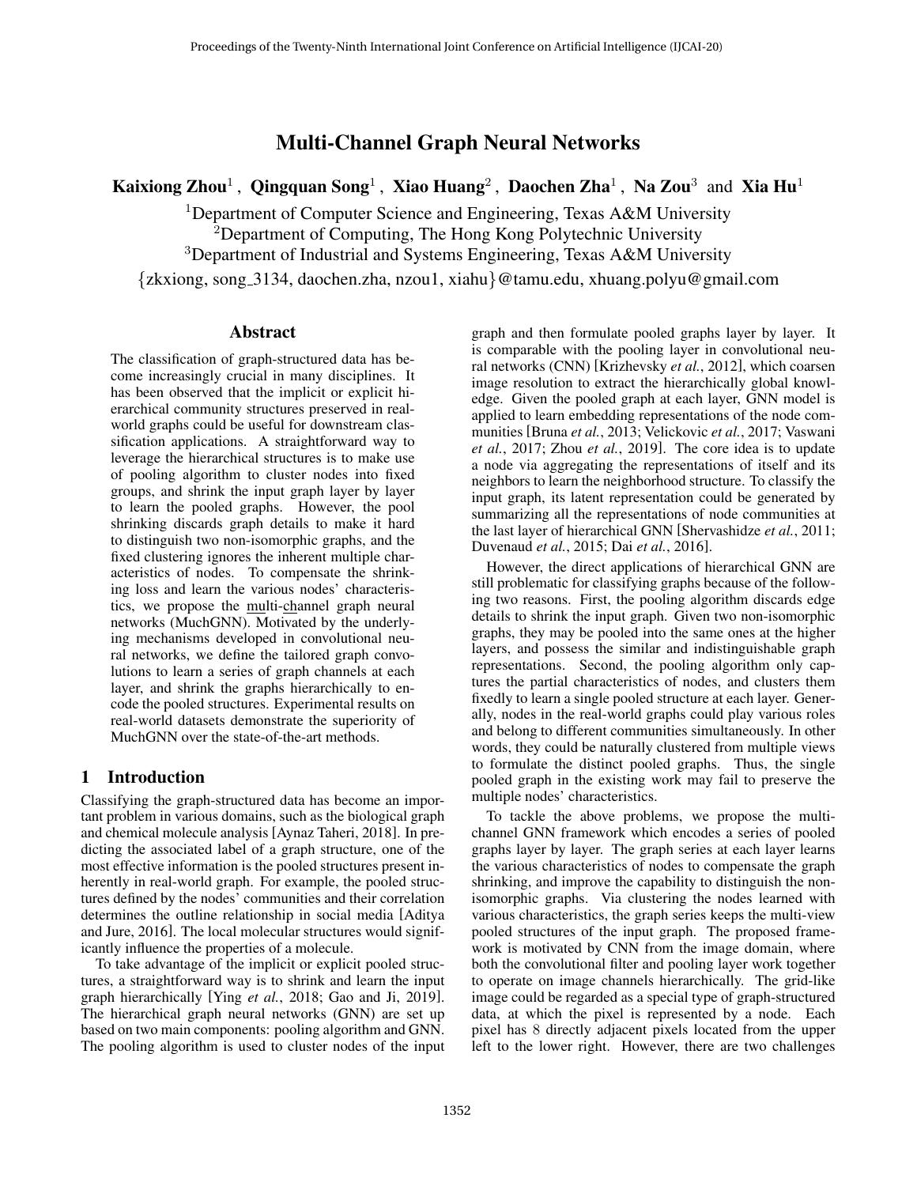# Multi-Channel Graph Neural Networks

**Kaixiong Zhou**[1], **Qingquan Song**[1], **Xiao Huang**[2], **Daochen Zha**[1], **Na Zou**[3] and **Xia Hu**[1]

[1]Department of Computer Science and Engineering, Texas A&M University
[2]Department of Computing, The Hong Kong Polytechnic University
[3]Department of Industrial and Systems Engineering, Texas A&M University
{zkxiong, song_3134, daochen.zha, nzou1, xiahu}@tamu.edu, xhuang.polyu@gmail.com

## Abstract

The classification of graph-structured data has become increasingly crucial in many disciplines. It has been observed that the implicit or explicit hierarchical community structures preserved in real-world graphs could be useful for downstream classification applications. A straightforward way to leverage the hierarchical structures is to make use of pooling algorithm to cluster nodes into fixed groups, and shrink the input graph layer by layer to learn the pooled graphs. However, the pool shrinking discards graph details to make it hard to distinguish two non-isomorphic graphs, and the fixed clustering ignores the inherent multiple characteristics of nodes. To compensate the shrinking loss and learn the various nodes' characteristics, we propose the multi-channel graph neural networks (MuchGNN). Motivated by the underlying mechanisms developed in convolutional neural networks, we define the tailored graph convolutions to learn a series of graph channels at each layer, and shrink the graphs hierarchically to encode the pooled structures. Experimental results on real-world datasets demonstrate the superiority of MuchGNN over the state-of-the-art methods.

## 1 Introduction

Classifying the graph-structured data has become an important problem in various domains, such as the biological graph and chemical molecule analysis [Aynaz Taheri, 2018]. In predicting the associated label of a graph structure, one of the most effective information is the pooled structures present inherently in real-world graph. For example, the pooled structures defined by the nodes' communities and their correlation determines the outline relationship in social media [Aditya and Jure, 2016]. The local molecular structures would significantly influence the properties of a molecule.

To take advantage of the implicit or explicit pooled structures, a straightforward way is to shrink and learn the input graph hierarchically [Ying *et al.*, 2018; Gao and Ji, 2019]. The hierarchical graph neural networks (GNN) are set up based on two main components: pooling algorithm and GNN. The pooling algorithm is used to cluster nodes of the input graph and then formulate pooled graphs layer by layer. It is comparable with the pooling layer in convolutional neural networks (CNN) [Krizhevsky *et al.*, 2012], which coarsen image resolution to extract the hierarchically global knowledge. Given the pooled graph at each layer, GNN model is applied to learn embedding representations of the node communities [Bruna *et al.*, 2013; Velickovic *et al.*, 2017; Vaswani *et al.*, 2017; Zhou *et al.*, 2019]. The core idea is to update a node via aggregating the representations of itself and its neighbors to learn the neighborhood structure. To classify the input graph, its latent representation could be generated by summarizing all the representations of node communities at the last layer of hierarchical GNN [Shervashidze *et al.*, 2011; Duvenaud *et al.*, 2015; Dai *et al.*, 2016].

However, the direct applications of hierarchical GNN are still problematic for classifying graphs because of the following two reasons. First, the pooling algorithm discards edge details to shrink the input graph. Given two non-isomorphic graphs, they may be pooled into the same ones at the higher layers, and possess the similar and indistinguishable graph representations. Second, the pooling algorithm only captures the partial characteristics of nodes, and clusters them fixedly to learn a single pooled structure at each layer. Generally, nodes in the real-world graphs could play various roles and belong to different communities simultaneously. In other words, they could be naturally clustered from multiple views to formulate the distinct pooled graphs. Thus, the single pooled graph in the existing work may fail to preserve the multiple nodes' characteristics.

To tackle the above problems, we propose the multi-channel GNN framework which encodes a series of pooled graphs layer by layer. The graph series at each layer learns the various characteristics of nodes to compensate the graph shrinking, and improve the capability to distinguish the non-isomorphic graphs. Via clustering the nodes learned with various characteristics, the graph series keeps the multi-view pooled structures of the input graph. The proposed framework is motivated by CNN from the image domain, where both the convolutional filter and pooling layer work together to operate on image channels hierarchically. The grid-like image could be regarded as a special type of graph-structured data, at which the pixel is represented by a node. Each pixel has 8 directly adjacent pixels located from the upper left to the lower right. However, there are two challenges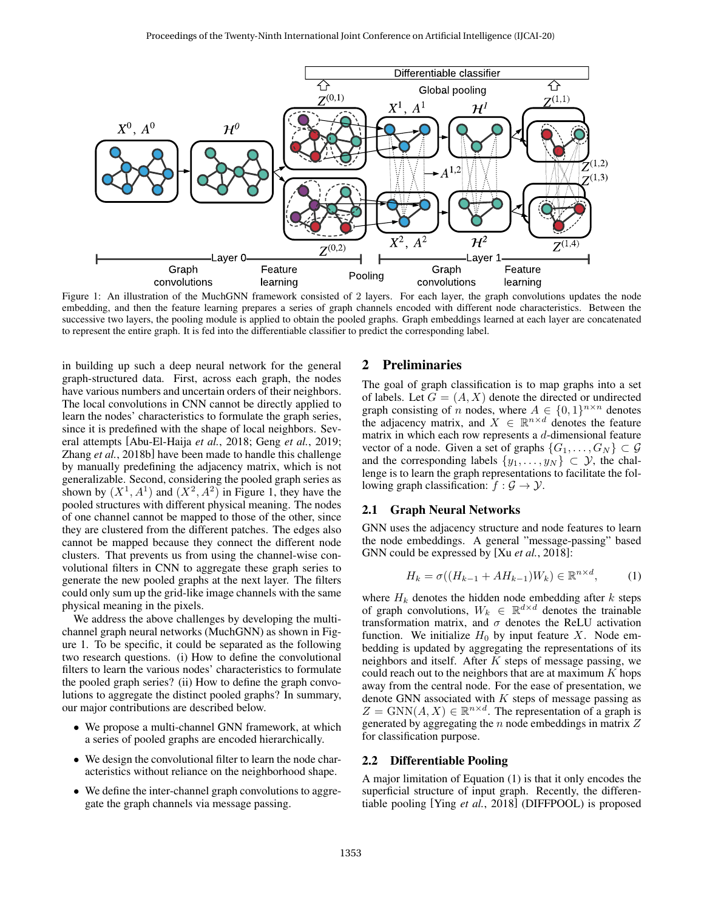Figure 1: An illustration of the MuchGNN framework consisted of 2 layers. For each layer, the graph convolutions updates the node embedding, and then the feature learning prepares a series of graph channels encoded with different node characteristics. Between the successive two layers, the pooling module is applied to obtain the pooled graphs. Graph embeddings learned at each layer are concatenated to represent the entire graph. It is fed into the differentiable classifier to predict the corresponding label.

in building up such a deep neural network for the general graph-structured data. First, across each graph, the nodes have various numbers and uncertain orders of their neighbors. The local convolutions in CNN cannot be directly applied to learn the nodes' characteristics to formulate the graph series, since it is predefined with the shape of local neighbors. Several attempts [Abu-El-Haija *et al.*, 2018; Geng *et al.*, 2019; Zhang *et al.*, 2018b] have been made to handle this challenge by manually predefining the adjacency matrix, which is not generalizable. Second, considering the pooled graph series as shown by $(X^1, A^1)$ and $(X^2, A^2)$ in Figure 1, they have the pooled structures with different physical meaning. The nodes of one channel cannot be mapped to those of the other, since they are clustered from the different patches. The edges also cannot be mapped because they connect the different node clusters. That prevents us from using the channel-wise convolutional filters in CNN to aggregate these graph series to generate the new pooled graphs at the next layer. The filters could only sum up the grid-like image channels with the same physical meaning in the pixels.

We address the above challenges by developing the multi-channel graph neural networks (MuchGNN) as shown in Figure 1. To be specific, it could be separated as the following two research questions. (i) How to define the convolutional filters to learn the various nodes' characteristics to formulate the pooled graph series? (ii) How to define the graph convolutions to aggregate the distinct pooled graphs? In summary, our major contributions are described below.

- We propose a multi-channel GNN framework, at which a series of pooled graphs are encoded hierarchically.
- We design the convolutional filter to learn the node characteristics without reliance on the neighborhood shape.
- We define the inter-channel graph convolutions to aggregate the graph channels via message passing.

## 2 Preliminaries

The goal of graph classification is to map graphs into a set of labels. Let $G = (A, X)$ denote the directed or undirected graph consisting of $n$ nodes, where $A \in \{0, 1\}^{n \times n}$ denotes the adjacency matrix, and $X \in \mathbb{R}^{n \times d}$ denotes the feature matrix in which each row represents a $d$-dimensional feature vector of a node. Given a set of graphs $\{G_1, \dots, G_N\} \subset \mathcal{G}$ and the corresponding labels $\{y_1, \dots, y_N\} \subset \mathcal{Y}$, the challenge is to learn the graph representations to facilitate the following graph classification: $f : \mathcal{G} \to \mathcal{Y}$.

### 2.1 Graph Neural Networks

GNN uses the adjacency structure and node features to learn the node embeddings. A general "message-passing" based GNN could be expressed by [Xu *et al.*, 2018]:

$$H_k = \sigma((H_{k-1} + AH_{k-1})W_k) \in \mathbb{R}^{n \times d}, \qquad (1)$$

where $H_k$ denotes the hidden node embedding after $k$ steps of graph convolutions, $W_k \in \mathbb{R}^{d \times d}$ denotes the trainable transformation matrix, and $\sigma$ denotes the ReLU activation function. We initialize $H_0$ by input feature $X$. Node embedding is updated by aggregating the representations of its neighbors and itself. After $K$ steps of message passing, we could reach out to the neighbors that are at maximum $K$ hops away from the central node. For the ease of presentation, we denote GNN associated with $K$ steps of message passing as $Z = \text{GNN}(A, X) \in \mathbb{R}^{n \times d}$. The representation of a graph is generated by aggregating the $n$ node embeddings in matrix $Z$ for classification purpose.

### 2.2 Differentiable Pooling

A major limitation of Equation (1) is that it only encodes the superficial structure of input graph. Recently, the differentiable pooling [Ying *et al.*, 2018] (DIFFPOOL) is proposed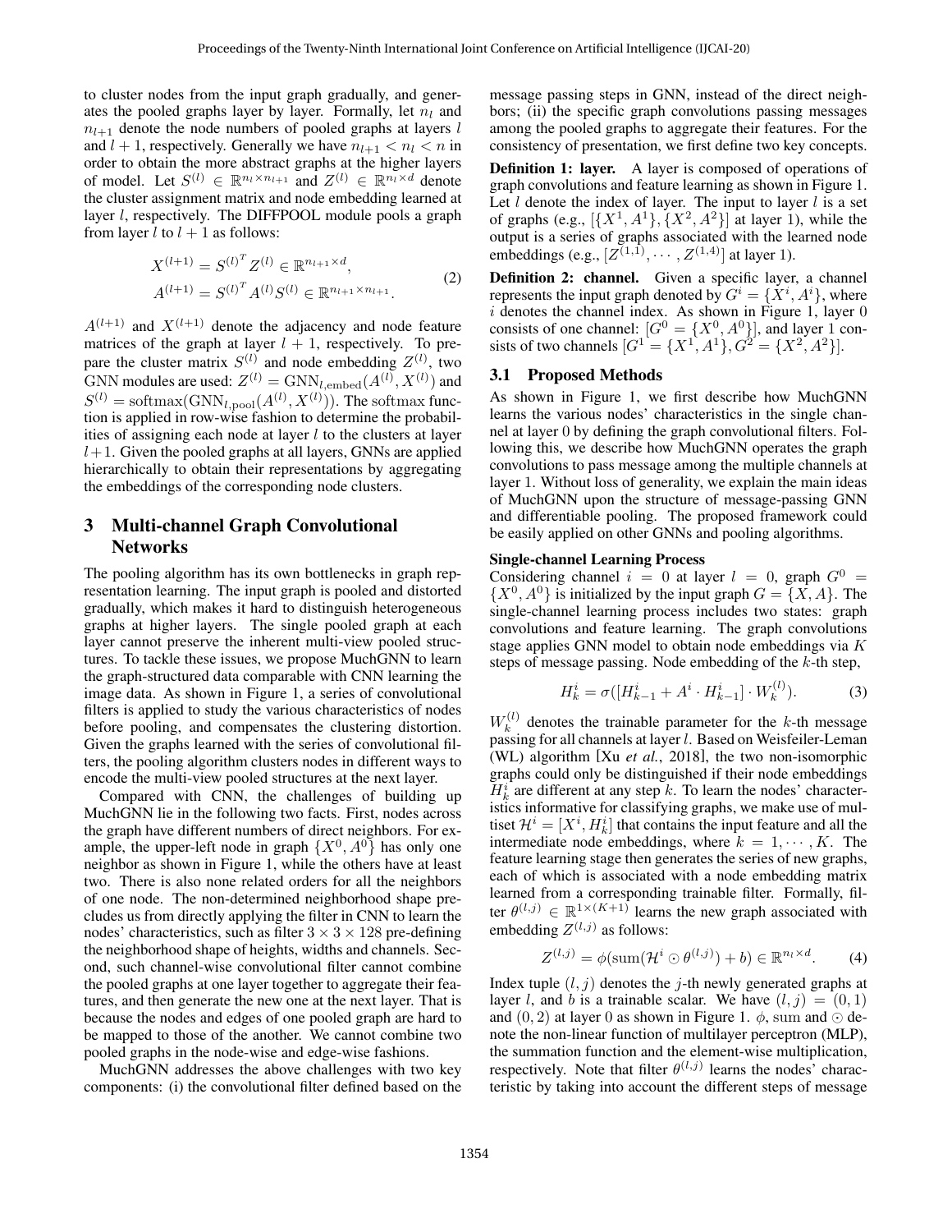to cluster nodes from the input graph gradually, and generates the pooled graphs layer by layer. Formally, let $n_l$ and $n_{l+1}$ denote the node numbers of pooled graphs at layers $l$ and $l+1$, respectively. Generally we have $n_{l+1} < n_l < n$ in order to obtain the more abstract graphs at the higher layers of model. Let $S^{(l)} \in \mathbb{R}^{n_l \times n_{l+1}}$ and $Z^{(l)} \in \mathbb{R}^{n_l \times d}$ denote the cluster assignment matrix and node embedding learned at layer $l$, respectively. The DIFFPOOL module pools a graph from layer $l$ to $l+1$ as follows:

$$
\begin{aligned}
X^{(l+1)} &= S^{(l)^T} Z^{(l)} \in \mathbb{R}^{n_{l+1} \times d}, \\
A^{(l+1)} &= S^{(l)^T} A^{(l)} S^{(l)} \in \mathbb{R}^{n_{l+1} \times n_{l+1}}.
\end{aligned} \tag{2}
$$

$A^{(l+1)}$ and $X^{(l+1)}$ denote the adjacency and node feature matrices of the graph at layer $l+1$, respectively. To prepare the cluster matrix $S^{(l)}$ and node embedding $Z^{(l)}$, two GNN modules are used: $Z^{(l)} = \mathrm{GNN}_{l,\mathrm{embed}}(A^{(l)}, X^{(l)})$ and $S^{(l)} = \mathrm{softmax}(\mathrm{GNN}_{l,\mathrm{pool}}(A^{(l)}, X^{(l)}))$. The softmax function is applied in row-wise fashion to determine the probabilities of assigning each node at layer $l$ to the clusters at layer $l+1$. Given the pooled graphs at all layers, GNNs are applied hierarchically to obtain their representations by aggregating the embeddings of the corresponding node clusters.

# 3 Multi-channel Graph Convolutional Networks

The pooling algorithm has its own bottlenecks in graph representation learning. The input graph is pooled and distorted gradually, which makes it hard to distinguish heterogeneous graphs at higher layers. The single pooled graph at each layer cannot preserve the inherent multi-view pooled structures. To tackle these issues, we propose MuchGNN to learn the graph-structured data comparable with CNN learning the image data. As shown in Figure 1, a series of convolutional filters is applied to study the various characteristics of nodes before pooling, and compensates the clustering distortion. Given the graphs learned with the series of convolutional filters, the pooling algorithm clusters nodes in different ways to encode the multi-view pooled structures at the next layer.

Compared with CNN, the challenges of building up MuchGNN lie in the following two facts. First, nodes across the graph have different numbers of direct neighbors. For example, the upper-left node in graph $\{X^0, A^0\}$ has only one neighbor as shown in Figure 1, while the others have at least two. There is also none related orders for all the neighbors of one node. The non-determined neighborhood shape precludes us from directly applying the filter in CNN to learn the nodes' characteristics, such as filter $3 \times 3 \times 128$ pre-defining the neighborhood shape of heights, widths and channels. Second, such channel-wise convolutional filter cannot combine the pooled graphs at one layer together to aggregate their features, and then generate the new one at the next layer. That is because the nodes and edges of one pooled graph are hard to be mapped to those of the another. We cannot combine two pooled graphs in the node-wise and edge-wise fashions.

MuchGNN addresses the above challenges with two key components: (i) the convolutional filter defined based on the message passing steps in GNN, instead of the direct neighbors; (ii) the specific graph convolutions passing messages among the pooled graphs to aggregate their features. For the consistency of presentation, we first define two key concepts.

**Definition 1: layer.** A layer is composed of operations of graph convolutions and feature learning as shown in Figure 1. Let $l$ denote the index of layer. The input to layer $l$ is a set of graphs (e.g., $[\{X^1, A^1\}, \{X^2, A^2\}]$ at layer 1), while the output is a series of graphs associated with the learned node embeddings (e.g., $[Z^{(1,1)}, \cdots, Z^{(1,4)}]$ at layer 1).

**Definition 2: channel.** Given a specific layer, a channel represents the input graph denoted by $G^i = \{X^i, A^i\}$, where $i$ denotes the channel index. As shown in Figure 1, layer 0 consists of one channel: $[G^0 = \{X^0, A^0\}]$, and layer 1 consists of two channels $[G^1 = \{X^1, A^1\}, G^2 = \{X^2, A^2\}]$.

## 3.1 Proposed Methods

As shown in Figure 1, we first describe how MuchGNN learns the various nodes' characteristics in the single channel at layer 0 by defining the graph convolutional filters. Following this, we describe how MuchGNN operates the graph convolutions to pass message among the multiple channels at layer 1. Without loss of generality, we explain the main ideas of MuchGNN upon the structure of message-passing GNN and differentiable pooling. The proposed framework could be easily applied on other GNNs and pooling algorithms.

**Single-channel Learning Process**

Considering channel $i = 0$ at layer $l = 0$, graph $G^0 = \{X^0, A^0\}$ is initialized by the input graph $G = \{X, A\}$. The single-channel learning process includes two states: graph convolutions and feature learning. The graph convolutions stage applies GNN model to obtain node embeddings via $K$ steps of message passing. Node embedding of the $k$-th step,

$$
H_k^i = \sigma([H_{k-1}^i + A^i \cdot H_{k-1}^i] \cdot W_k^{(l)}). \tag{3}
$$

$W_k^{(l)}$ denotes the trainable parameter for the $k$-th message passing for all channels at layer $l$. Based on Weisfeiler-Leman (WL) algorithm [Xu *et al.*, 2018], the two non-isomorphic graphs could only be distinguished if their node embeddings $H_k^i$ are different at any step $k$. To learn the nodes' characteristics informative for classifying graphs, we make use of multiset $\mathcal{H}^i = [X^i, H_k^i]$ that contains the input feature and all the intermediate node embeddings, where $k = 1, \cdots, K$. The feature learning stage then generates the series of new graphs, each of which is associated with a node embedding matrix learned from a corresponding trainable filter. Formally, filter $\theta^{(l,j)} \in \mathbb{R}^{1 \times (K+1)}$ learns the new graph associated with embedding $Z^{(l,j)}$ as follows:

$$
Z^{(l,j)} = \phi(\mathrm{sum}(\mathcal{H}^i \odot \theta^{(l,j)}) + b) \in \mathbb{R}^{n_l \times d}. \tag{4}
$$

Index tuple $(l, j)$ denotes the $j$-th newly generated graphs at layer $l$, and $b$ is a trainable scalar. We have $(l, j) = (0, 1)$ and $(0, 2)$ at layer 0 as shown in Figure 1. $\phi$, sum and $\odot$ denote the non-linear function of multilayer perceptron (MLP), the summation function and the element-wise multiplication, respectively. Note that filter $\theta^{(l,j)}$ learns the nodes' characteristic by taking into account the different steps of message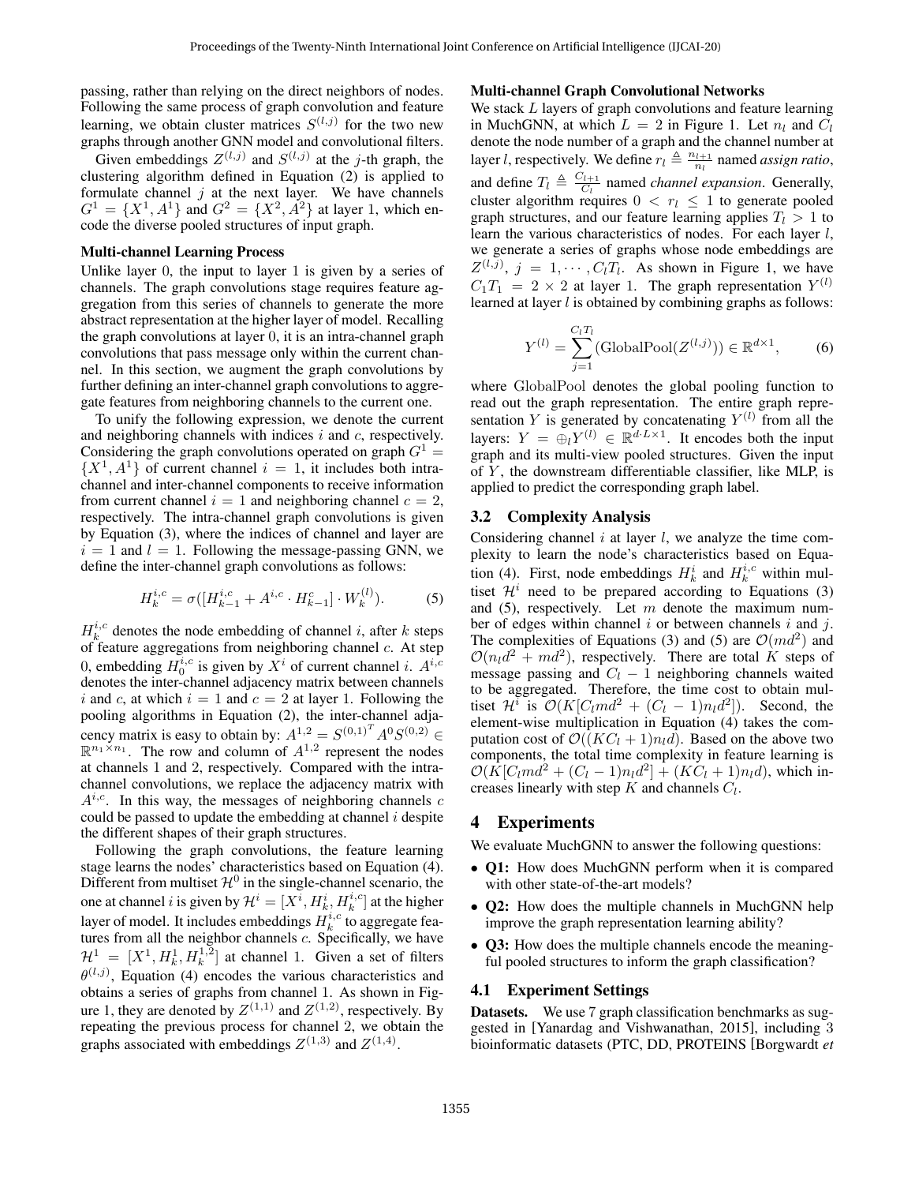passing, rather than relying on the direct neighbors of nodes. Following the same process of graph convolution and feature learning, we obtain cluster matrices $S^{(l,j)}$ for the two new graphs through another GNN model and convolutional filters.

Given embeddings $Z^{(l,j)}$ and $S^{(l,j)}$ at the $j$-th graph, the clustering algorithm defined in Equation (2) is applied to formulate channel $j$ at the next layer. We have channels $G^1 = \{X^1, A^1\}$ and $G^2 = \{X^2, A^2\}$ at layer 1, which encode the diverse pooled structures of input graph.

**Multi-channel Learning Process**

Unlike layer 0, the input to layer 1 is given by a series of channels. The graph convolutions stage requires feature aggregation from this series of channels to generate the more abstract representation at the higher layer of model. Recalling the graph convolutions at layer 0, it is an intra-channel graph convolutions that pass message only within the current channel. In this section, we augment the graph convolutions by further defining an inter-channel graph convolutions to aggregate features from neighboring channels to the current one.

To unify the following expression, we denote the current and neighboring channels with indices $i$ and $c$, respectively. Considering the graph convolutions operated on graph $G^1 = \{X^1, A^1\}$ of current channel $i = 1$, it includes both intra-channel and inter-channel components to receive information from current channel $i = 1$ and neighboring channel $c = 2$, respectively. The intra-channel graph convolutions is given by Equation (3), where the indices of channel and layer are $i = 1$ and $l = 1$. Following the message-passing GNN, we define the inter-channel graph convolutions as follows:

$$H_k^{i,c} = \sigma([H_{k-1}^{i,c} + A^{i,c} \cdot H_{k-1}^{c}] \cdot W_k^{(l)}). \tag{5}$$

$H_k^{i,c}$ denotes the node embedding of channel $i$, after $k$ steps of feature aggregations from neighboring channel $c$. At step 0, embedding $H_0^{i,c}$ is given by $X^i$ of current channel $i$. $A^{i,c}$ denotes the inter-channel adjacency matrix between channels $i$ and $c$, at which $i = 1$ and $c = 2$ at layer 1. Following the pooling algorithms in Equation (2), the inter-channel adjacency matrix is easy to obtain by: $A^{1,2} = S^{(0,1)^T} A^0 S^{(0,2)} \in \mathbb{R}^{n_1 \times n_1}$. The row and column of $A^{1,2}$ represent the nodes at channels 1 and 2, respectively. Compared with the intra-channel convolutions, we replace the adjacency matrix with $A^{i,c}$. In this way, the messages of neighboring channels $c$ could be passed to update the embedding at channel $i$ despite the different shapes of their graph structures.

Following the graph convolutions, the feature learning stage learns the nodes' characteristics based on Equation (4). Different from multiset $\mathcal{H}^0$ in the single-channel scenario, the one at channel $i$ is given by $\mathcal{H}^i = [X^i, H_k^i, H_k^{i,c}]$ at the higher layer of model. It includes embeddings $H_k^{i,c}$ to aggregate features from all the neighbor channels $c$. Specifically, we have $\mathcal{H}^1 = [X^1, H_k^1, H_k^{1,2}]$ at channel 1. Given a set of filters $\theta^{(l,j)}$, Equation (4) encodes the various characteristics and obtains a series of graphs from channel 1. As shown in Figure 1, they are denoted by $Z^{(1,1)}$ and $Z^{(1,2)}$, respectively. By repeating the previous process for channel 2, we obtain the graphs associated with embeddings $Z^{(1,3)}$ and $Z^{(1,4)}$.

**Multi-channel Graph Convolutional Networks**

We stack $L$ layers of graph convolutions and feature learning in MuchGNN, at which $L = 2$ in Figure 1. Let $n_l$ and $C_l$ denote the node number of a graph and the channel number at layer $l$, respectively. We define $r_l \triangleq \frac{n_{l+1}}{n_l}$ named *assign ratio*, and define $T_l \triangleq \frac{C_{l+1}}{C_l}$ named *channel expansion*. Generally, cluster algorithm requires $0 < r_l \leq 1$ to generate pooled graph structures, and our feature learning applies $T_l > 1$ to learn the various characteristics of nodes. For each layer $l$, we generate a series of graphs whose node embeddings are $Z^{(l,j)}$, $j = 1, \cdots, C_l T_l$. As shown in Figure 1, we have $C_1 T_1 = 2 \times 2$ at layer 1. The graph representation $Y^{(l)}$ learned at layer $l$ is obtained by combining graphs as follows:

$$Y^{(l)} = \sum_{j=1}^{C_l T_l} (\text{GlobalPool}(Z^{(l,j)})) \in \mathbb{R}^{d \times 1}, \tag{6}$$

where GlobalPool denotes the global pooling function to read out the graph representation. The entire graph representation $Y$ is generated by concatenating $Y^{(l)}$ from all the layers: $Y = \oplus_l Y^{(l)} \in \mathbb{R}^{d \cdot L \times 1}$. It encodes both the input graph and its multi-view pooled structures. Given the input of $Y$, the downstream differentiable classifier, like MLP, is applied to predict the corresponding graph label.

## 3.2 Complexity Analysis

Considering channel $i$ at layer $l$, we analyze the time complexity to learn the node's characteristics based on Equation (4). First, node embeddings $H_k^i$ and $H_k^{i,c}$ within multiset $\mathcal{H}^i$ need to be prepared according to Equations (3) and (5), respectively. Let $m$ denote the maximum number of edges within channel $i$ or between channels $i$ and $j$. The complexities of Equations (3) and (5) are $\mathcal{O}(md^2)$ and $\mathcal{O}(n_l d^2 + md^2)$, respectively. There are total $K$ steps of message passing and $C_l - 1$ neighboring channels waited to be aggregated. Therefore, the time cost to obtain multiset $\mathcal{H}^i$ is $\mathcal{O}(K[C_l md^2 + (C_l - 1)n_l d^2])$. Second, the element-wise multiplication in Equation (4) takes the computation cost of $\mathcal{O}((KC_l + 1)n_l d)$. Based on the above two components, the total time complexity in feature learning is $\mathcal{O}(K[C_l md^2 + (C_l - 1)n_l d^2] + (KC_l + 1)n_l d)$, which increases linearly with step $K$ and channels $C_l$.

# 4 Experiments

We evaluate MuchGNN to answer the following questions:

- **Q1:** How does MuchGNN perform when it is compared with other state-of-the-art models?
- **Q2:** How does the multiple channels in MuchGNN help improve the graph representation learning ability?
- **Q3:** How does the multiple channels encode the meaningful pooled structures to inform the graph classification?

## 4.1 Experiment Settings

**Datasets.** We use 7 graph classification benchmarks as suggested in [Yanardag and Vishwanathan, 2015], including 3 bioinformatic datasets (PTC, DD, PROTEINS [Borgwardt *et*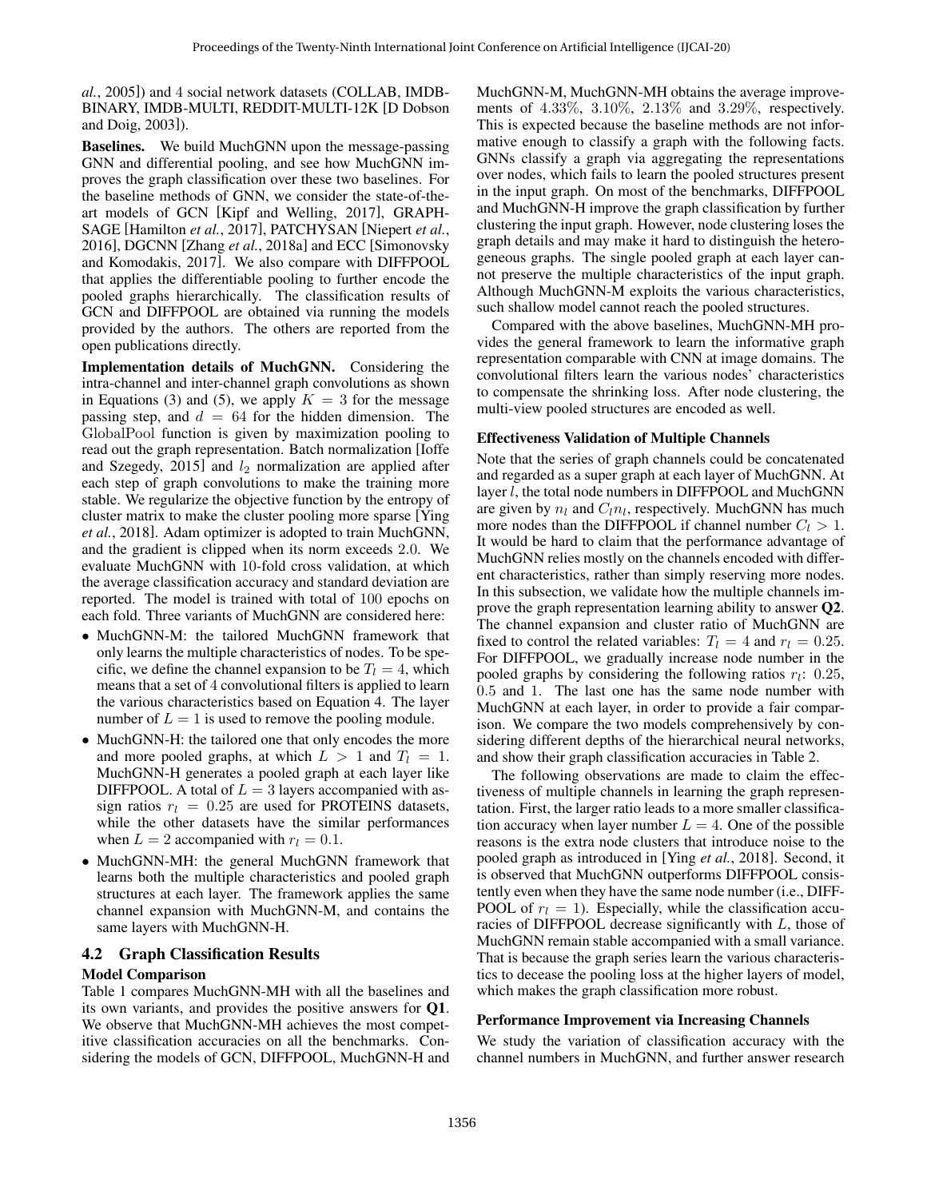*al.*, 2005]) and 4 social network datasets (COLLAB, IMDB-BINARY, IMDB-MULTI, REDDIT-MULTI-12K [D Dobson and Doig, 2003]).

**Baselines.** We build MuchGNN upon the message-passing GNN and differential pooling, and see how MuchGNN improves the graph classification over these two baselines. For the baseline methods of GNN, we consider the state-of-the-art models of GCN [Kipf and Welling, 2017], GRAPH-SAGE [Hamilton *et al.*, 2017], PATCHYSAN [Niepert *et al.*, 2016], DGCNN [Zhang *et al.*, 2018a] and ECC [Simonovsky and Komodakis, 2017]. We also compare with DIFFPOOL that applies the differentiable pooling to further encode the pooled graphs hierarchically. The classification results of GCN and DIFFPOOL are obtained via running the models provided by the authors. The others are reported from the open publications directly.

**Implementation details of MuchGNN.** Considering the intra-channel and inter-channel graph convolutions as shown in Equations (3) and (5), we apply $K = 3$ for the message passing step, and $d = 64$ for the hidden dimension. The $\mathrm{GlobalPool}$ function is given by maximization pooling to read out the graph representation. Batch normalization [Ioffe and Szegedy, 2015] and $l_2$ normalization are applied after each step of graph convolutions to make the training more stable. We regularize the objective function by the entropy of cluster matrix to make the cluster pooling more sparse [Ying *et al.*, 2018]. Adam optimizer is adopted to train MuchGNN, and the gradient is clipped when its norm exceeds 2.0. We evaluate MuchGNN with 10-fold cross validation, at which the average classification accuracy and standard deviation are reported. The model is trained with total of 100 epochs on each fold. Three variants of MuchGNN are considered here:

- MuchGNN-M: the tailored MuchGNN framework that only learns the multiple characteristics of nodes. To be specific, we define the channel expansion to be $T_l = 4$, which means that a set of 4 convolutional filters is applied to learn the various characteristics based on Equation 4. The layer number of $L = 1$ is used to remove the pooling module.
- MuchGNN-H: the tailored one that only encodes the more and more pooled graphs, at which $L > 1$ and $T_l = 1$. MuchGNN-H generates a pooled graph at each layer like DIFFPOOL. A total of $L = 3$ layers accompanied with assign ratios $r_l = 0.25$ are used for PROTEINS datasets, while the other datasets have the similar performances when $L = 2$ accompanied with $r_l = 0.1$.
- MuchGNN-MH: the general MuchGNN framework that learns both the multiple characteristics and pooled graph structures at each layer. The framework applies the same channel expansion with MuchGNN-M, and contains the same layers with MuchGNN-H.

## 4.2 Graph Classification Results

### Model Comparison

Table 1 compares MuchGNN-MH with all the baselines and its own variants, and provides the positive answers for **Q1**. We observe that MuchGNN-MH achieves the most competitive classification accuracies on all the benchmarks. Considering the models of GCN, DIFFPOOL, MuchGNN-H and MuchGNN-M, MuchGNN-MH obtains the average improvements of 4.33%, 3.10%, 2.13% and 3.29%, respectively. This is expected because the baseline methods are not informative enough to classify a graph with the following facts. GNNs classify a graph via aggregating the representations over nodes, which fails to learn the pooled structures present in the input graph. On most of the benchmarks, DIFFPOOL and MuchGNN-H improve the graph classification by further clustering the input graph. However, node clustering loses the graph details and may make it hard to distinguish the heterogeneous graphs. The single pooled graph at each layer cannot preserve the multiple characteristics of the input graph. Although MuchGNN-M exploits the various characteristics, such shallow model cannot reach the pooled structures.

Compared with the above baselines, MuchGNN-MH provides the general framework to learn the informative graph representation comparable with CNN at image domains. The convolutional filters learn the various nodes' characteristics to compensate the shrinking loss. After node clustering, the multi-view pooled structures are encoded as well.

### Effectiveness Validation of Multiple Channels

Note that the series of graph channels could be concatenated and regarded as a super graph at each layer of MuchGNN. At layer $l$, the total node numbers in DIFFPOOL and MuchGNN are given by $n_l$ and $C_l n_l$, respectively. MuchGNN has much more nodes than the DIFFPOOL if channel number $C_l > 1$. It would be hard to claim that the performance advantage of MuchGNN relies mostly on the channels encoded with different characteristics, rather than simply reserving more nodes. In this subsection, we validate how the multiple channels improve the graph representation learning ability to answer **Q2**. The channel expansion and cluster ratio of MuchGNN are fixed to control the related variables: $T_l = 4$ and $r_l = 0.25$. For DIFFPOOL, we gradually increase node number in the pooled graphs by considering the following ratios $r_l$: 0.25, 0.5 and 1. The last one has the same node number with MuchGNN at each layer, in order to provide a fair comparison. We compare the two models comprehensively by considering different depths of the hierarchical neural networks, and show their graph classification accuracies in Table 2.

The following observations are made to claim the effectiveness of multiple channels in learning the graph representation. First, the larger ratio leads to a more smaller classification accuracy when layer number $L = 4$. One of the possible reasons is the extra node clusters that introduce noise to the pooled graph as introduced in [Ying *et al.*, 2018]. Second, it is observed that MuchGNN outperforms DIFFPOOL consistently even when they have the same node number (i.e., DIFFPOOL of $r_l = 1$). Especially, while the classification accuracies of DIFFPOOL decrease significantly with $L$, those of MuchGNN remain stable accompanied with a small variance. That is because the graph series learn the various characteristics to decease the pooling loss at the higher layers of model, which makes the graph classification more robust.

### Performance Improvement via Increasing Channels

We study the variation of classification accuracy with the channel numbers in MuchGNN, and further answer research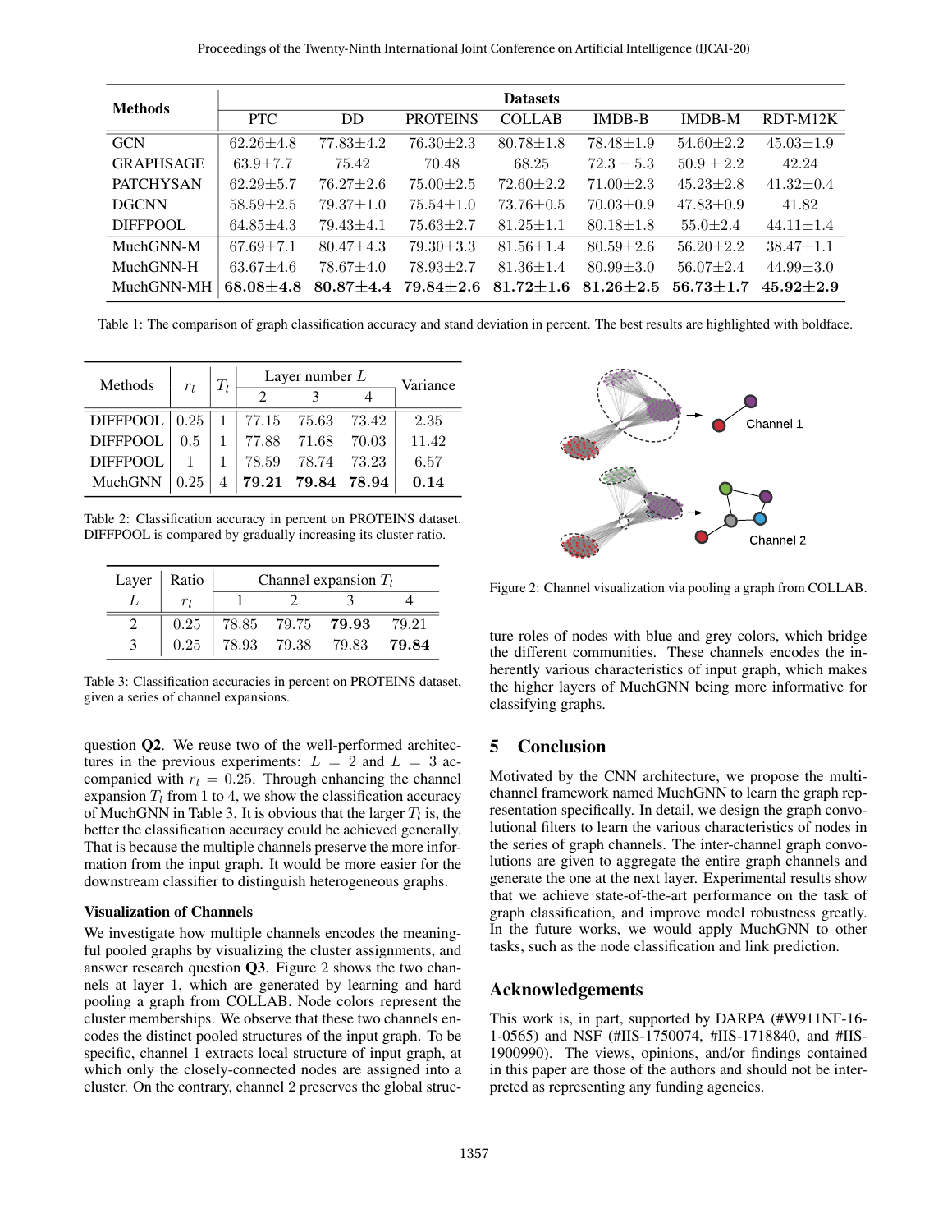| Methods | Datasets | | | | | | |
|---|---|---|---|---|---|---|---|
| | PTC | DD | PROTEINS | COLLAB | IMDB-B | IMDB-M | RDT-M12K |
| GCN | 62.26±4.8 | 77.83±4.2 | 76.30±2.3 | 80.78±1.8 | 78.48±1.9 | 54.60±2.2 | 45.03±1.9 |
| GRAPHSAGE | 63.9±7.7 | 75.42 | 70.48 | 68.25 | 72.3 ± 5.3 | 50.9 ± 2.2 | 42.24 |
| PATCHYSAN | 62.29±5.7 | 76.27±2.6 | 75.00±2.5 | 72.60±2.2 | 71.00±2.3 | 45.23±2.8 | 41.32±0.4 |
| DGCNN | 58.59±2.5 | 79.37±1.0 | 75.54±1.0 | 73.76±0.5 | 70.03±0.9 | 47.83±0.9 | 41.82 |
| DIFFPOOL | 64.85±4.3 | 79.43±4.1 | 75.63±2.7 | 81.25±1.1 | 80.18±1.8 | 55.0±2.4 | 44.11±1.4 |
| MuchGNN-M | 67.69±7.1 | 80.47±4.3 | 79.30±3.3 | 81.56±1.4 | 80.59±2.6 | 56.20±2.2 | 38.47±1.1 |
| MuchGNN-H | 63.67±4.6 | 78.67±4.0 | 78.93±2.7 | 81.36±1.4 | 80.99±3.0 | 56.07±2.4 | 44.99±3.0 |
| MuchGNN-MH | **68.08±4.8** | **80.87±4.4** | **79.84±2.6** | **81.72±1.6** | **81.26±2.5** | **56.73±1.7** | **45.92±2.9** |

Table 1: The comparison of graph classification accuracy and stand deviation in percent. The best results are highlighted with boldface.

| Methods | $r_l$ | $T_l$ | Layer number $L$ | | | Variance |
|---|---|---|---|---|---|---|
| | | | 2 | 3 | 4 | |
| DIFFPOOL | 0.25 | 1 | 77.15 | 75.63 | 73.42 | 2.35 |
| DIFFPOOL | 0.5 | 1 | 77.88 | 71.68 | 70.03 | 11.42 |
| DIFFPOOL | 1 | 1 | 78.59 | 78.74 | 73.23 | 6.57 |
| MuchGNN | 0.25 | 4 | **79.21** | **79.84** | **78.94** | **0.14** |

Table 2: Classification accuracy in percent on PROTEINS dataset. DIFFPOOL is compared by gradually increasing its cluster ratio.

| Layer $L$ | Ratio $r_l$ | Channel expansion $T_l$ | | | |
|---|---|---|---|---|---|
| | | 1 | 2 | 3 | 4 |
| 2 | 0.25 | 78.85 | 79.75 | **79.93** | 79.21 |
| 3 | 0.25 | 78.93 | 79.38 | 79.83 | **79.84** |

Table 3: Classification accuracies in percent on PROTEINS dataset, given a series of channel expansions.

question **Q2**. We reuse two of the well-performed architectures in the previous experiments: $L = 2$ and $L = 3$ accompanied with $r_l = 0.25$. Through enhancing the channel expansion $T_l$ from 1 to 4, we show the classification accuracy of MuchGNN in Table 3. It is obvious that the larger $T_l$ is, the better the classification accuracy could be achieved generally. That is because the multiple channels preserve the more information from the input graph. It would be more easier for the downstream classifier to distinguish heterogeneous graphs.

### Visualization of Channels

We investigate how multiple channels encodes the meaningful pooled graphs by visualizing the cluster assignments, and answer research question **Q3**. Figure 2 shows the two channels at layer 1, which are generated by learning and hard pooling a graph from COLLAB. Node colors represent the cluster memberships. We observe that these two channels encodes the distinct pooled structures of the input graph. To be specific, channel 1 extracts local structure of input graph, at which only the closely-connected nodes are assigned into a cluster. On the contrary, channel 2 preserves the global structure roles of nodes with blue and grey colors, which bridge the different communities. These channels encodes the inherently various characteristics of input graph, which makes the higher layers of MuchGNN being more informative for classifying graphs.

Figure 2: Channel visualization via pooling a graph from COLLAB.

## 5 Conclusion

Motivated by the CNN architecture, we propose the multi-channel framework named MuchGNN to learn the graph representation specifically. In detail, we design the graph convolutional filters to learn the various characteristics of nodes in the series of graph channels. The inter-channel graph convolutions are given to aggregate the entire graph channels and generate the one at the next layer. Experimental results show that we achieve state-of-the-art performance on the task of graph classification, and improve model robustness greatly. In the future works, we would apply MuchGNN to other tasks, such as the node classification and link prediction.

## Acknowledgements

This work is, in part, supported by DARPA (#W911NF-16-1-0565) and NSF (#IIS-1750074, #IIS-1718840, and #IIS-1900990). The views, opinions, and/or findings contained in this paper are those of the authors and should not be interpreted as representing any funding agencies.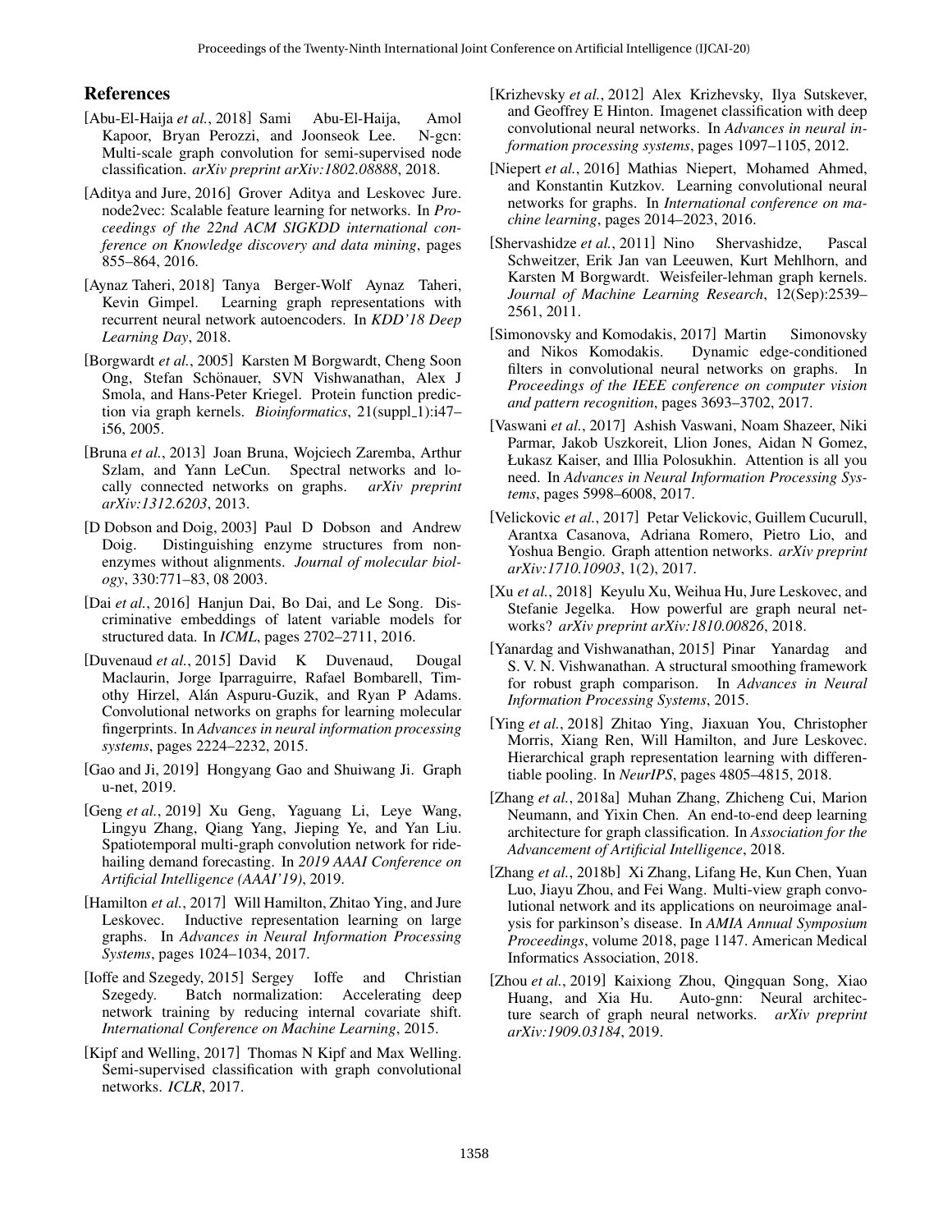## References

[Abu-El-Haija *et al.*, 2018] Sami Abu-El-Haija, Amol Kapoor, Bryan Perozzi, and Joonseok Lee. N-gcn: Multi-scale graph convolution for semi-supervised node classification. *arXiv preprint arXiv:1802.08888*, 2018.

[Aditya and Jure, 2016] Grover Aditya and Leskovec Jure. node2vec: Scalable feature learning for networks. In *Proceedings of the 22nd ACM SIGKDD international conference on Knowledge discovery and data mining*, pages 855–864, 2016.

[Aynaz Taheri, 2018] Tanya Berger-Wolf Aynaz Taheri, Kevin Gimpel. Learning graph representations with recurrent neural network autoencoders. In *KDD'18 Deep Learning Day*, 2018.

[Borgwardt *et al.*, 2005] Karsten M Borgwardt, Cheng Soon Ong, Stefan Schönauer, SVN Vishwanathan, Alex J Smola, and Hans-Peter Kriegel. Protein function prediction via graph kernels. *Bioinformatics*, 21(suppl_1):i47–i56, 2005.

[Bruna *et al.*, 2013] Joan Bruna, Wojciech Zaremba, Arthur Szlam, and Yann LeCun. Spectral networks and locally connected networks on graphs. *arXiv preprint arXiv:1312.6203*, 2013.

[D Dobson and Doig, 2003] Paul D Dobson and Andrew Doig. Distinguishing enzyme structures from non-enzymes without alignments. *Journal of molecular biology*, 330:771–83, 08 2003.

[Dai *et al.*, 2016] Hanjun Dai, Bo Dai, and Le Song. Discriminative embeddings of latent variable models for structured data. In *ICML*, pages 2702–2711, 2016.

[Duvenaud *et al.*, 2015] David K Duvenaud, Dougal Maclaurin, Jorge Iparraguirre, Rafael Bombarell, Timothy Hirzel, Alán Aspuru-Guzik, and Ryan P Adams. Convolutional networks on graphs for learning molecular fingerprints. In *Advances in neural information processing systems*, pages 2224–2232, 2015.

[Gao and Ji, 2019] Hongyang Gao and Shuiwang Ji. Graph u-net, 2019.

[Geng *et al.*, 2019] Xu Geng, Yaguang Li, Leye Wang, Lingyu Zhang, Qiang Yang, Jieping Ye, and Yan Liu. Spatiotemporal multi-graph convolution network for ride-hailing demand forecasting. In *2019 AAAI Conference on Artificial Intelligence (AAAI'19)*, 2019.

[Hamilton *et al.*, 2017] Will Hamilton, Zhitao Ying, and Jure Leskovec. Inductive representation learning on large graphs. In *Advances in Neural Information Processing Systems*, pages 1024–1034, 2017.

[Ioffe and Szegedy, 2015] Sergey Ioffe and Christian Szegedy. Batch normalization: Accelerating deep network training by reducing internal covariate shift. *International Conference on Machine Learning*, 2015.

[Kipf and Welling, 2017] Thomas N Kipf and Max Welling. Semi-supervised classification with graph convolutional networks. *ICLR*, 2017.

[Krizhevsky *et al.*, 2012] Alex Krizhevsky, Ilya Sutskever, and Geoffrey E Hinton. Imagenet classification with deep convolutional neural networks. In *Advances in neural information processing systems*, pages 1097–1105, 2012.

[Niepert *et al.*, 2016] Mathias Niepert, Mohamed Ahmed, and Konstantin Kutzkov. Learning convolutional neural networks for graphs. In *International conference on machine learning*, pages 2014–2023, 2016.

[Shervashidze *et al.*, 2011] Nino Shervashidze, Pascal Schweitzer, Erik Jan van Leeuwen, Kurt Mehlhorn, and Karsten M Borgwardt. Weisfeiler-lehman graph kernels. *Journal of Machine Learning Research*, 12(Sep):2539–2561, 2011.

[Simonovsky and Komodakis, 2017] Martin Simonovsky and Nikos Komodakis. Dynamic edge-conditioned filters in convolutional neural networks on graphs. In *Proceedings of the IEEE conference on computer vision and pattern recognition*, pages 3693–3702, 2017.

[Vaswani *et al.*, 2017] Ashish Vaswani, Noam Shazeer, Niki Parmar, Jakob Uszkoreit, Llion Jones, Aidan N Gomez, Łukasz Kaiser, and Illia Polosukhin. Attention is all you need. In *Advances in Neural Information Processing Systems*, pages 5998–6008, 2017.

[Velickovic *et al.*, 2017] Petar Velickovic, Guillem Cucurull, Arantxa Casanova, Adriana Romero, Pietro Lio, and Yoshua Bengio. Graph attention networks. *arXiv preprint arXiv:1710.10903*, 1(2), 2017.

[Xu *et al.*, 2018] Keyulu Xu, Weihua Hu, Jure Leskovec, and Stefanie Jegelka. How powerful are graph neural networks? *arXiv preprint arXiv:1810.00826*, 2018.

[Yanardag and Vishwanathan, 2015] Pinar Yanardag and S. V. N. Vishwanathan. A structural smoothing framework for robust graph comparison. In *Advances in Neural Information Processing Systems*, 2015.

[Ying *et al.*, 2018] Zhitao Ying, Jiaxuan You, Christopher Morris, Xiang Ren, Will Hamilton, and Jure Leskovec. Hierarchical graph representation learning with differentiable pooling. In *NeurIPS*, pages 4805–4815, 2018.

[Zhang *et al.*, 2018a] Muhan Zhang, Zhicheng Cui, Marion Neumann, and Yixin Chen. An end-to-end deep learning architecture for graph classification. In *Association for the Advancement of Artificial Intelligence*, 2018.

[Zhang *et al.*, 2018b] Xi Zhang, Lifang He, Kun Chen, Yuan Luo, Jiayu Zhou, and Fei Wang. Multi-view graph convolutional network and its applications on neuroimage analysis for parkinson's disease. In *AMIA Annual Symposium Proceedings*, volume 2018, page 1147. American Medical Informatics Association, 2018.

[Zhou *et al.*, 2019] Kaixiong Zhou, Qingquan Song, Xiao Huang, and Xia Hu. Auto-gnn: Neural architecture search of graph neural networks. *arXiv preprint arXiv:1909.03184*, 2019.